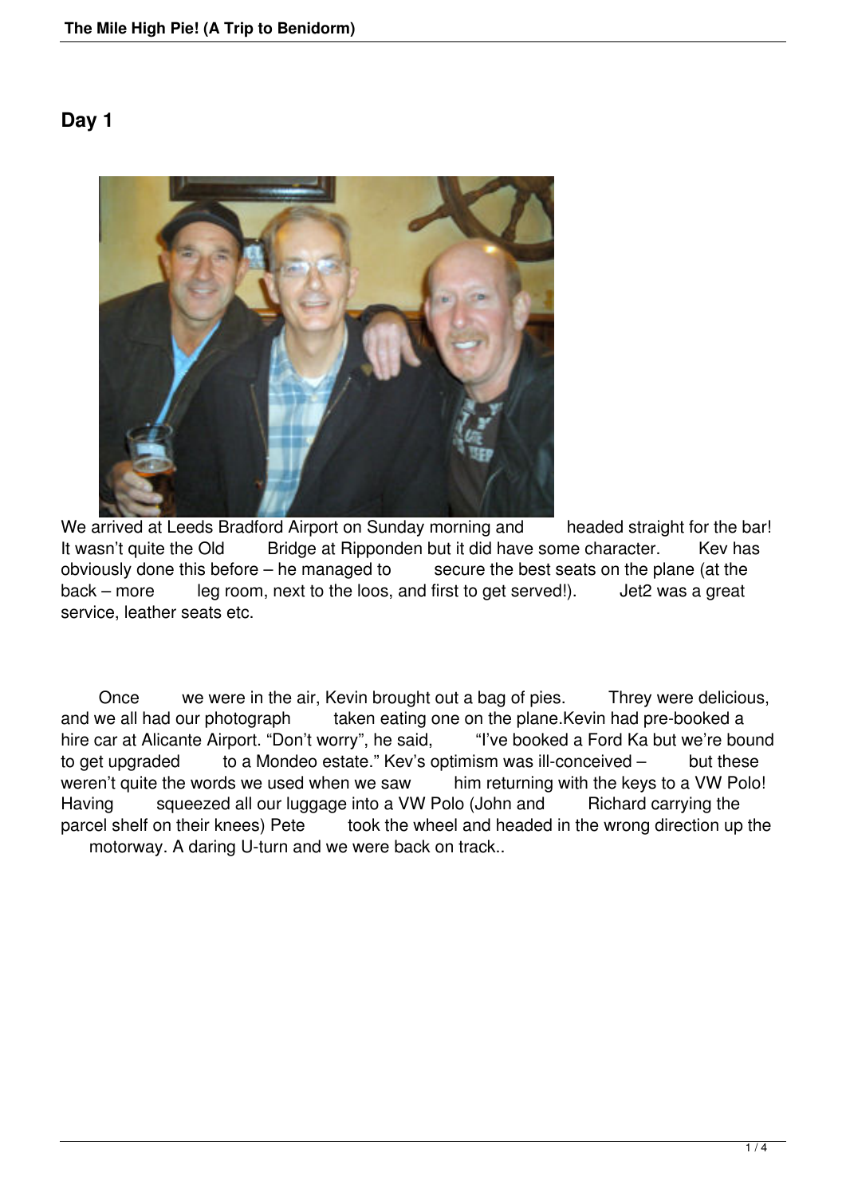## Day 1

We arrived at Leeds Bradford Airport on Sunday morning and headed straight for the bar! It wasn't quite the Old Bridge at Ripponden but it did have some character. Kev has obviously done this before – he managed to secure the best seats on the plane (at the back – more leg room, next to the loos, and first to get served!). Jet2 was a great service, leather seats etc.

Once we were in the air, Kevin brought out a bag of pies. Threy were delicious, and we all had our photograph taken eating one on the plane.Kevin had pre-booked a hire car at Alicante Airport. "Don't worry", he said, "I've booked a Ford Ka but we're bound to get upgraded to a Mondeo estate." Kev's optimism was ill-conceived – but these weren't quite the words we used when we saw him returning with the keys to a VW Polo! Having squeezed all our luggage into a VW Polo (John and Richard carrying the parcel shelf on their knees) Pete took the wheel and headed in the wrong direction up the motorway. A daring U-turn and we were back on track..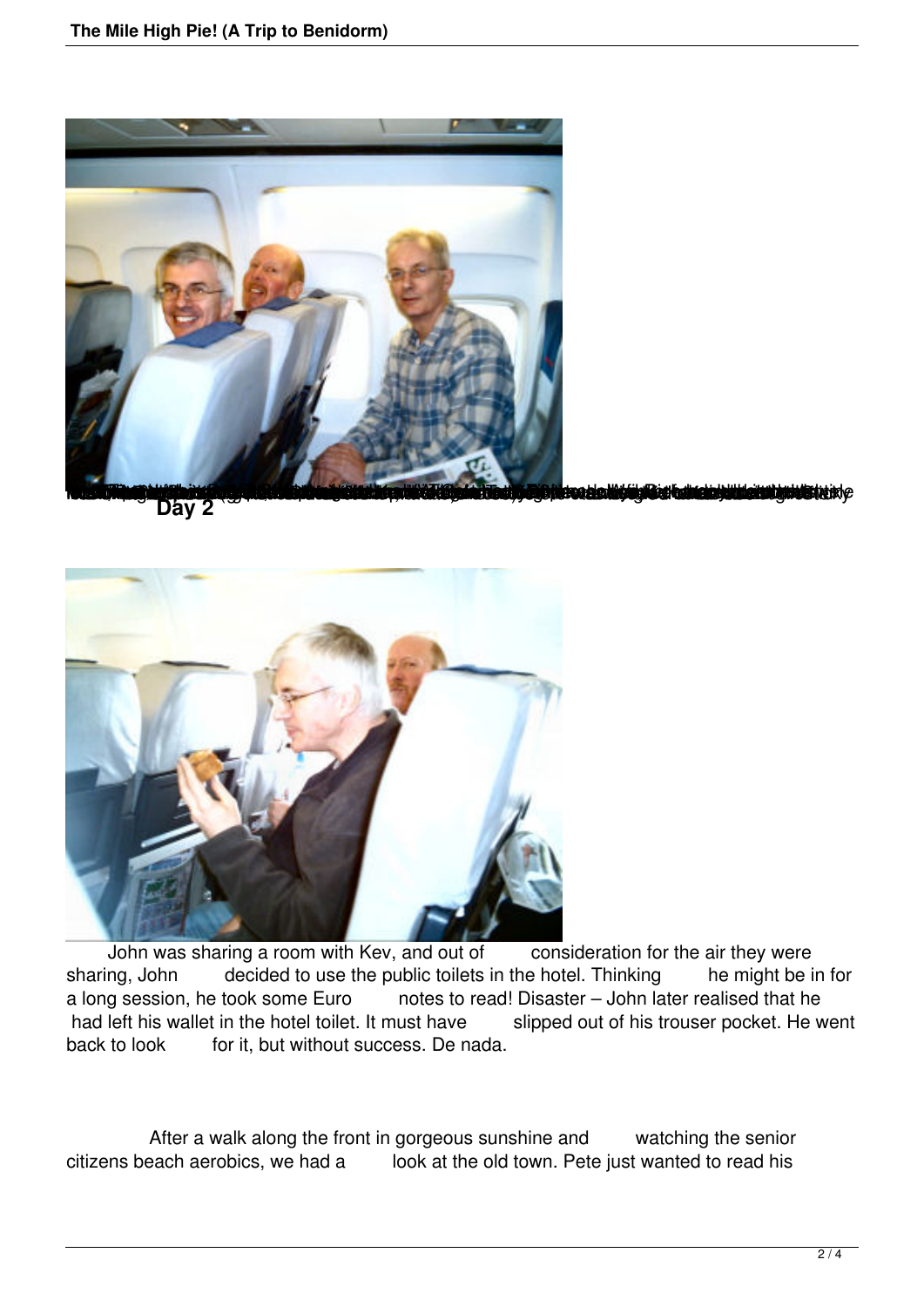**Day 2**

John was sharing a room with Kev, and out of consideration for the air they were sharing, John decided to use the public toilets in the hotel. Thinking he might be in for a long session, he took some Euro notes to read! Disaster – John later realised that he had left his wallet in the hotel toilet. It must have slipped out of his trouser pocket. He went back to look for it, but without success. De nada.

After a walk along the front in gorgeous sunshine and watching the senior citizens beach aerobics, we had a look at the old town. Pete just wanted to read his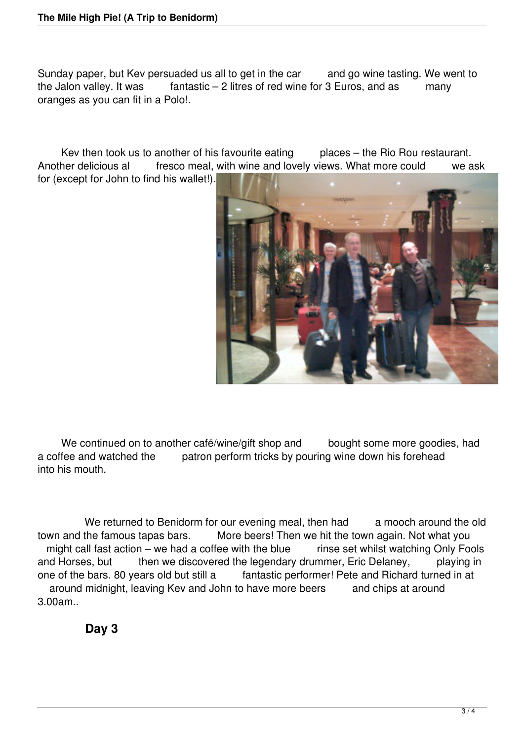Sunday paper, but Kev persuaded us all to get in the car and go wine tasting. We went to the Jalon valley. It was fantastic – 2 litres of red wine for 3 Euros, and as many oranges as you can fit in a Polo!.

Kev then took us to another of his favourite eating places – the Rio Rou restaurant. Another delicious al fresco meal, with wine and lovely views. What more could we ask for (except for John to find his wallet!).

We continued on to another café/wine/gift shop and bought some more goodies, had a coffee and watched the patron perform tricks by pouring wine down his forehead into his mouth.

We returned to Benidorm for our evening meal, then had a mooch around the old town and the famous tapas bars. More beers! Then we hit the town again. Not what you might call fast action – we had a coffee with the blue rinse set whilst watching Only Fools and Horses, but then we discovered the legendary drummer, Eric Delaney, playing in one of the bars. 80 years old but still a fantastic performer! Pete and Richard turned in at around midnight, leaving Kev and John to have more beers and chips at around 3.00am..

**Day 3**